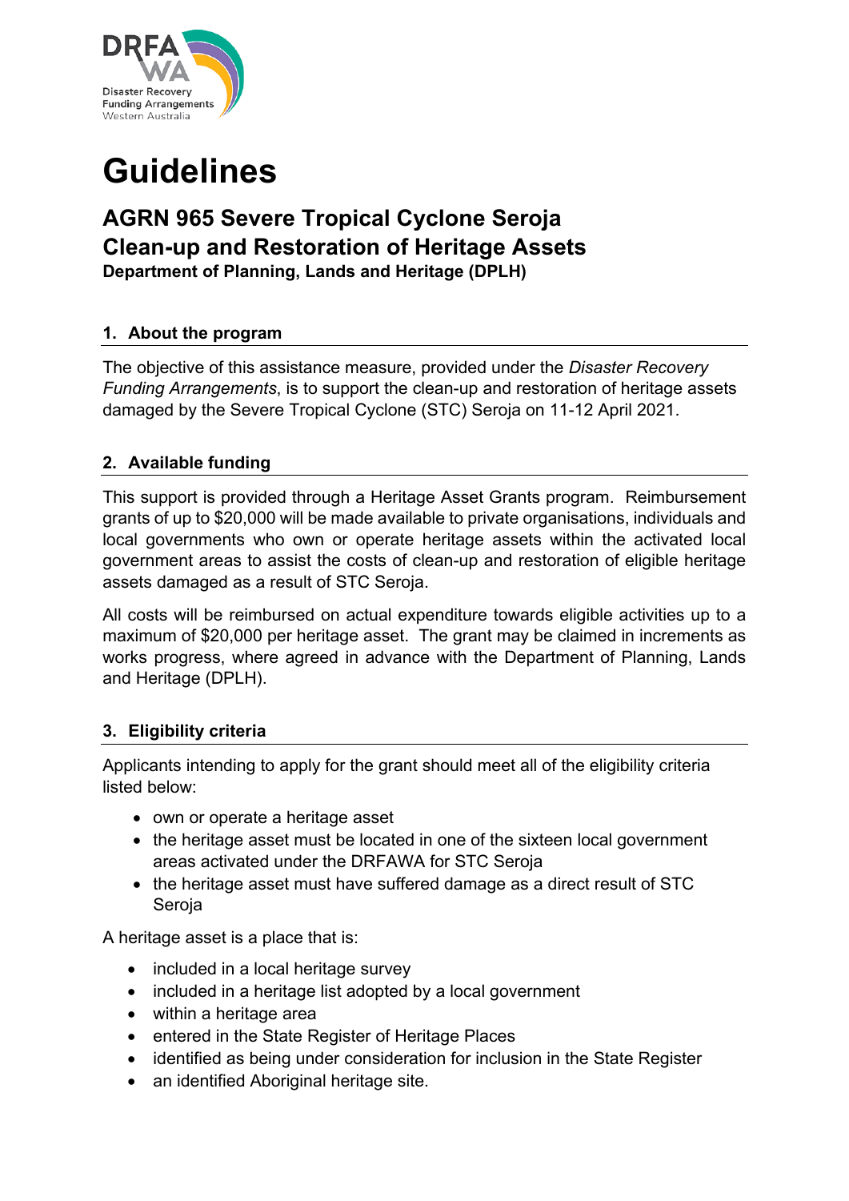# Guidelines

## AGRN 965 Severe Tropical Cyclone Seroja
## Clean-up and Restoration of Heritage Assets

**Department of Planning, Lands and Heritage (DPLH)**

### 1. About the program

The objective of this assistance measure, provided under the *Disaster Recovery Funding Arrangements*, is to support the clean-up and restoration of heritage assets damaged by the Severe Tropical Cyclone (STC) Seroja on 11-12 April 2021.

### 2. Available funding

This support is provided through a Heritage Asset Grants program. Reimbursement grants of up to $20,000 will be made available to private organisations, individuals and local governments who own or operate heritage assets within the activated local government areas to assist the costs of clean-up and restoration of eligible heritage assets damaged as a result of STC Seroja.

All costs will be reimbursed on actual expenditure towards eligible activities up to a maximum of $20,000 per heritage asset. The grant may be claimed in increments as works progress, where agreed in advance with the Department of Planning, Lands and Heritage (DPLH).

### 3. Eligibility criteria

Applicants intending to apply for the grant should meet all of the eligibility criteria listed below:

- own or operate a heritage asset
- the heritage asset must be located in one of the sixteen local government areas activated under the DRFAWA for STC Seroja
- the heritage asset must have suffered damage as a direct result of STC Seroja

A heritage asset is a place that is:

- included in a local heritage survey
- included in a heritage list adopted by a local government
- within a heritage area
- entered in the State Register of Heritage Places
- identified as being under consideration for inclusion in the State Register
- an identified Aboriginal heritage site.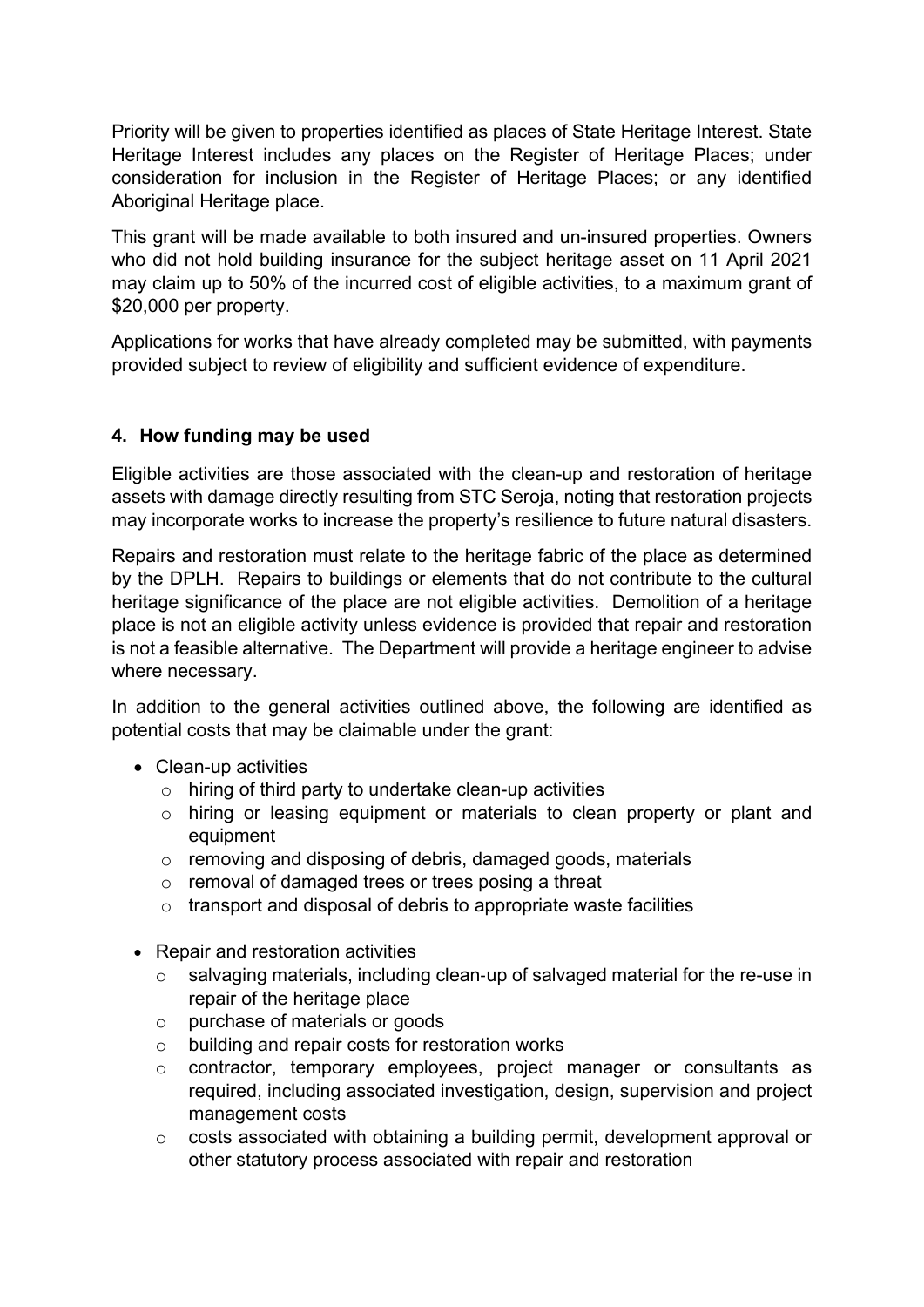Priority will be given to properties identified as places of State Heritage Interest. State Heritage Interest includes any places on the Register of Heritage Places; under consideration for inclusion in the Register of Heritage Places; or any identified Aboriginal Heritage place.

This grant will be made available to both insured and un-insured properties. Owners who did not hold building insurance for the subject heritage asset on 11 April 2021 may claim up to 50% of the incurred cost of eligible activities, to a maximum grant of $20,000 per property.

Applications for works that have already completed may be submitted, with payments provided subject to review of eligibility and sufficient evidence of expenditure.

## 4. How funding may be used

Eligible activities are those associated with the clean-up and restoration of heritage assets with damage directly resulting from STC Seroja, noting that restoration projects may incorporate works to increase the property's resilience to future natural disasters.

Repairs and restoration must relate to the heritage fabric of the place as determined by the DPLH. Repairs to buildings or elements that do not contribute to the cultural heritage significance of the place are not eligible activities. Demolition of a heritage place is not an eligible activity unless evidence is provided that repair and restoration is not a feasible alternative. The Department will provide a heritage engineer to advise where necessary.

In addition to the general activities outlined above, the following are identified as potential costs that may be claimable under the grant:

- Clean-up activities
  - hiring of third party to undertake clean-up activities
  - hiring or leasing equipment or materials to clean property or plant and equipment
  - removing and disposing of debris, damaged goods, materials
  - removal of damaged trees or trees posing a threat
  - transport and disposal of debris to appropriate waste facilities

- Repair and restoration activities
  - salvaging materials, including clean-up of salvaged material for the re-use in repair of the heritage place
  - purchase of materials or goods
  - building and repair costs for restoration works
  - contractor, temporary employees, project manager or consultants as required, including associated investigation, design, supervision and project management costs
  - costs associated with obtaining a building permit, development approval or other statutory process associated with repair and restoration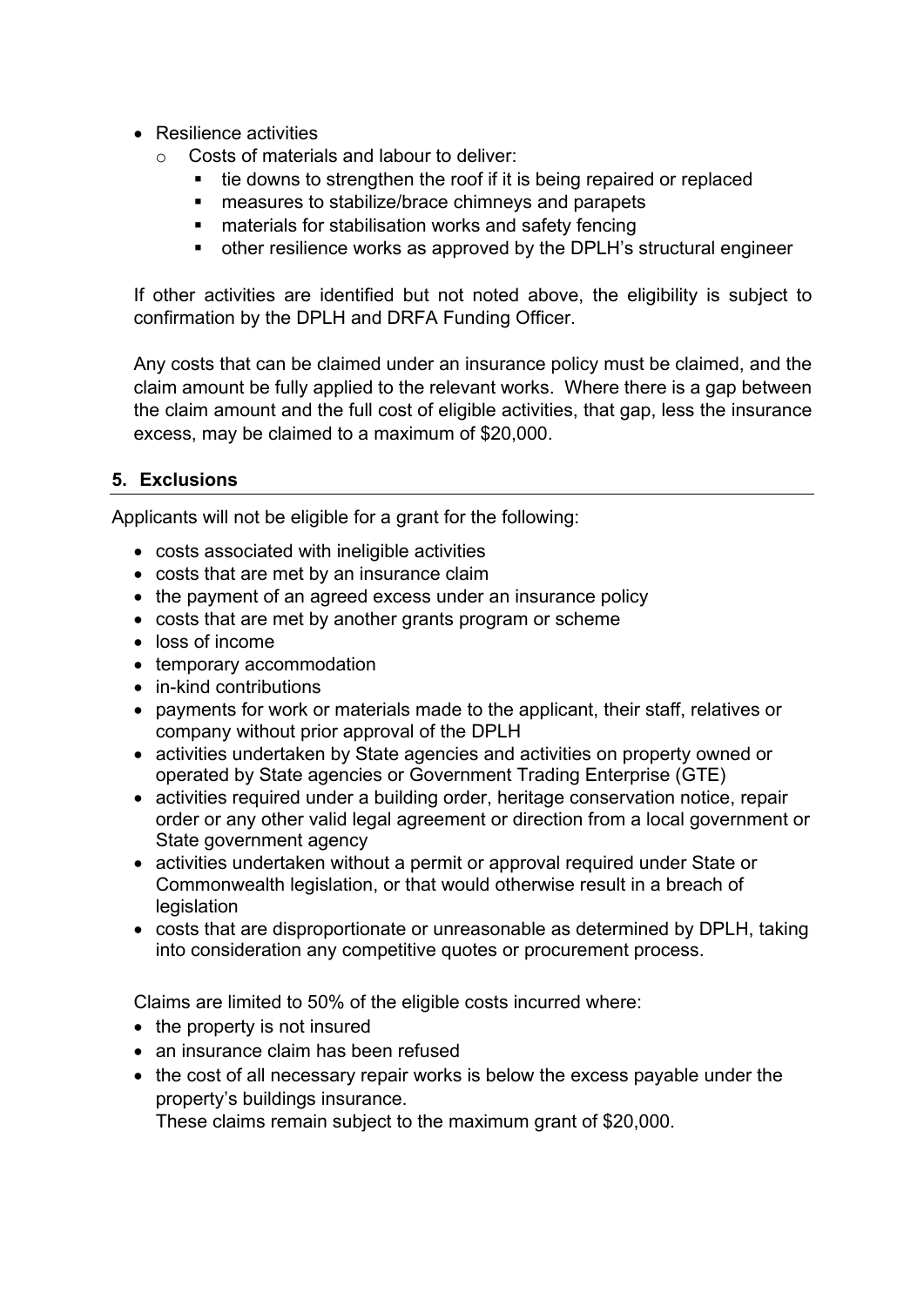- Resilience activities
    - Costs of materials and labour to deliver:
        - tie downs to strengthen the roof if it is being repaired or replaced
        - measures to stabilize/brace chimneys and parapets
        - materials for stabilisation works and safety fencing
        - other resilience works as approved by the DPLH's structural engineer

If other activities are identified but not noted above, the eligibility is subject to confirmation by the DPLH and DRFA Funding Officer.

Any costs that can be claimed under an insurance policy must be claimed, and the claim amount be fully applied to the relevant works. Where there is a gap between the claim amount and the full cost of eligible activities, that gap, less the insurance excess, may be claimed to a maximum of $20,000.

## 5. Exclusions

Applicants will not be eligible for a grant for the following:

- costs associated with ineligible activities
- costs that are met by an insurance claim
- the payment of an agreed excess under an insurance policy
- costs that are met by another grants program or scheme
- loss of income
- temporary accommodation
- in-kind contributions
- payments for work or materials made to the applicant, their staff, relatives or company without prior approval of the DPLH
- activities undertaken by State agencies and activities on property owned or operated by State agencies or Government Trading Enterprise (GTE)
- activities required under a building order, heritage conservation notice, repair order or any other valid legal agreement or direction from a local government or State government agency
- activities undertaken without a permit or approval required under State or Commonwealth legislation, or that would otherwise result in a breach of legislation
- costs that are disproportionate or unreasonable as determined by DPLH, taking into consideration any competitive quotes or procurement process.

Claims are limited to 50% of the eligible costs incurred where:

- the property is not insured
- an insurance claim has been refused
- the cost of all necessary repair works is below the excess payable under the property's buildings insurance.

These claims remain subject to the maximum grant of $20,000.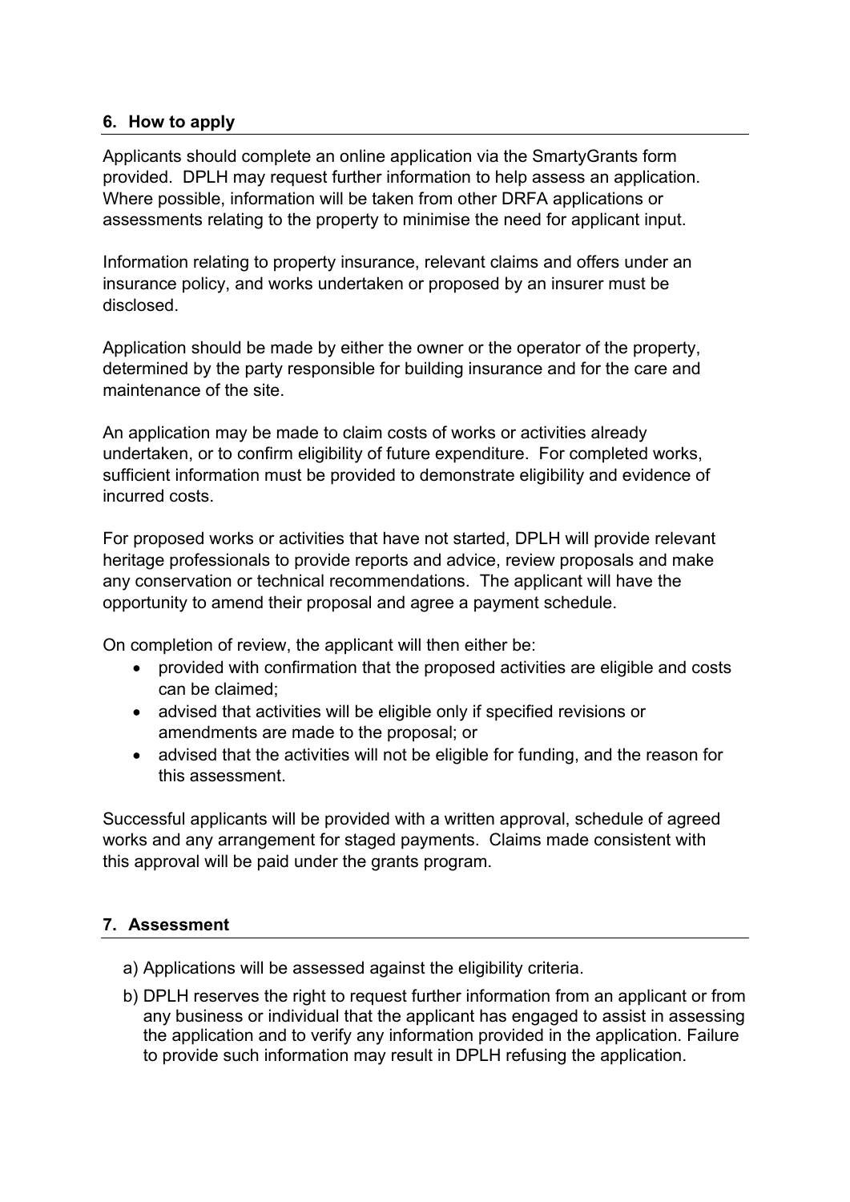## 6. How to apply

Applicants should complete an online application via the SmartyGrants form provided. DPLH may request further information to help assess an application. Where possible, information will be taken from other DRFA applications or assessments relating to the property to minimise the need for applicant input.

Information relating to property insurance, relevant claims and offers under an insurance policy, and works undertaken or proposed by an insurer must be disclosed.

Application should be made by either the owner or the operator of the property, determined by the party responsible for building insurance and for the care and maintenance of the site.

An application may be made to claim costs of works or activities already undertaken, or to confirm eligibility of future expenditure. For completed works, sufficient information must be provided to demonstrate eligibility and evidence of incurred costs.

For proposed works or activities that have not started, DPLH will provide relevant heritage professionals to provide reports and advice, review proposals and make any conservation or technical recommendations. The applicant will have the opportunity to amend their proposal and agree a payment schedule.

On completion of review, the applicant will then either be:

- provided with confirmation that the proposed activities are eligible and costs can be claimed;
- advised that activities will be eligible only if specified revisions or amendments are made to the proposal; or
- advised that the activities will not be eligible for funding, and the reason for this assessment.

Successful applicants will be provided with a written approval, schedule of agreed works and any arrangement for staged payments. Claims made consistent with this approval will be paid under the grants program.

## 7. Assessment

a) Applications will be assessed against the eligibility criteria.

b) DPLH reserves the right to request further information from an applicant or from any business or individual that the applicant has engaged to assist in assessing the application and to verify any information provided in the application. Failure to provide such information may result in DPLH refusing the application.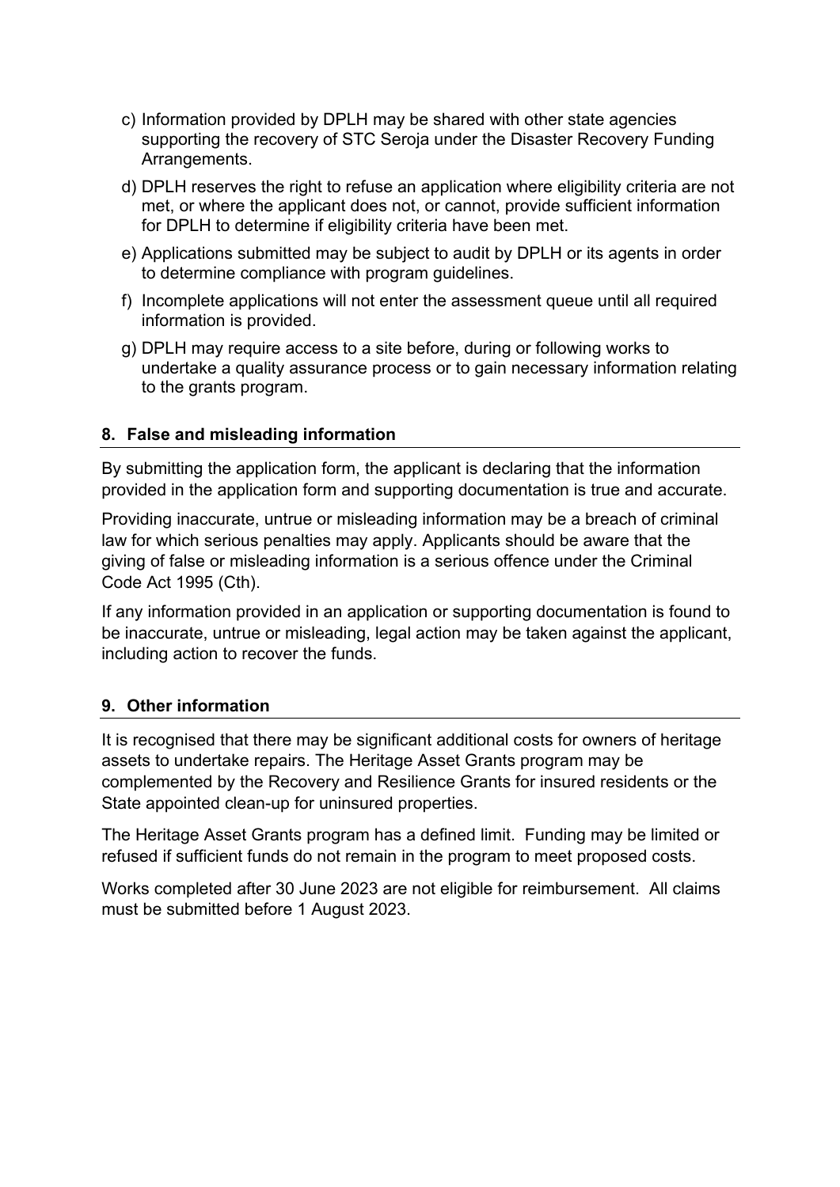c) Information provided by DPLH may be shared with other state agencies supporting the recovery of STC Seroja under the Disaster Recovery Funding Arrangements.

d) DPLH reserves the right to refuse an application where eligibility criteria are not met, or where the applicant does not, or cannot, provide sufficient information for DPLH to determine if eligibility criteria have been met.

e) Applications submitted may be subject to audit by DPLH or its agents in order to determine compliance with program guidelines.

f) Incomplete applications will not enter the assessment queue until all required information is provided.

g) DPLH may require access to a site before, during or following works to undertake a quality assurance process or to gain necessary information relating to the grants program.

## 8. False and misleading information

By submitting the application form, the applicant is declaring that the information provided in the application form and supporting documentation is true and accurate.

Providing inaccurate, untrue or misleading information may be a breach of criminal law for which serious penalties may apply. Applicants should be aware that the giving of false or misleading information is a serious offence under the Criminal Code Act 1995 (Cth).

If any information provided in an application or supporting documentation is found to be inaccurate, untrue or misleading, legal action may be taken against the applicant, including action to recover the funds.

## 9. Other information

It is recognised that there may be significant additional costs for owners of heritage assets to undertake repairs. The Heritage Asset Grants program may be complemented by the Recovery and Resilience Grants for insured residents or the State appointed clean-up for uninsured properties.

The Heritage Asset Grants program has a defined limit. Funding may be limited or refused if sufficient funds do not remain in the program to meet proposed costs.

Works completed after 30 June 2023 are not eligible for reimbursement. All claims must be submitted before 1 August 2023.